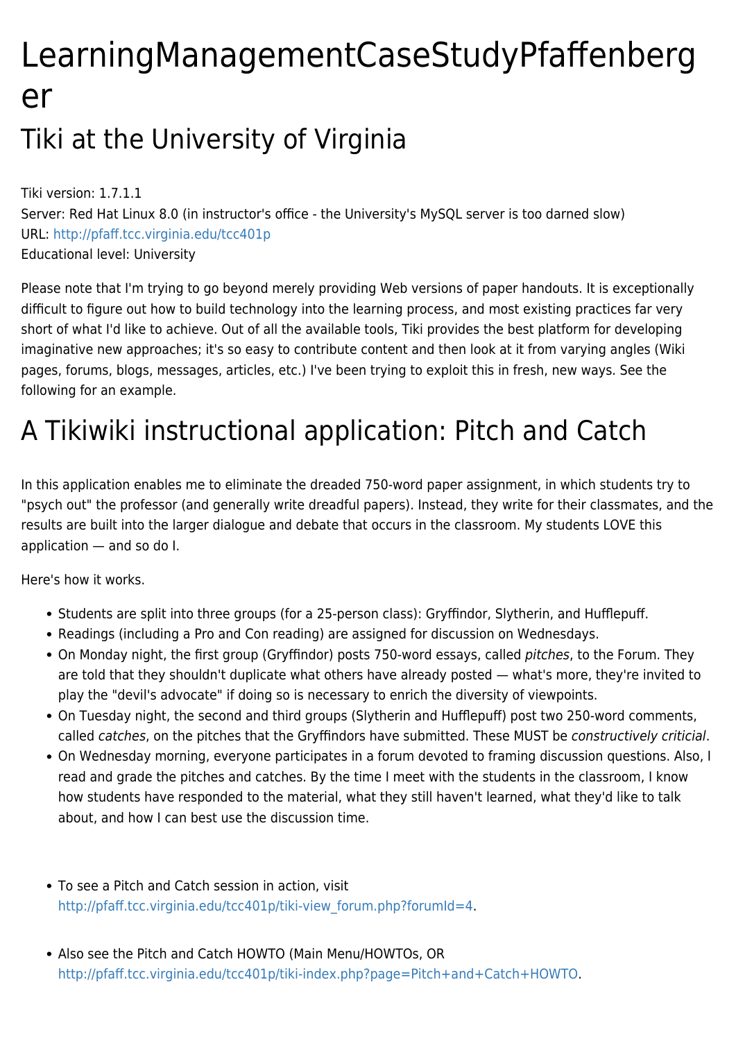# LearningManagementCaseStudyPfaffenberger

## Tiki at the University of Virginia

Tiki version: 1.7.1.1
Server: Red Hat Linux 8.0 (in instructor's office - the University's MySQL server is too darned slow)
URL: http://pfaff.tcc.virginia.edu/tcc401p
Educational level: University

Please note that I'm trying to go beyond merely providing Web versions of paper handouts. It is exceptionally difficult to figure out how to build technology into the learning process, and most existing practices far very short of what I'd like to achieve. Out of all the available tools, Tiki provides the best platform for developing imaginative new approaches; it's so easy to contribute content and then look at it from varying angles (Wiki pages, forums, blogs, messages, articles, etc.) I've been trying to exploit this in fresh, new ways. See the following for an example.

# A Tikiwiki instructional application: Pitch and Catch

In this application enables me to eliminate the dreaded 750-word paper assignment, in which students try to "psych out" the professor (and generally write dreadful papers). Instead, they write for their classmates, and the results are built into the larger dialogue and debate that occurs in the classroom. My students LOVE this application — and so do I.

Here's how it works.

- Students are split into three groups (for a 25-person class): Gryffindor, Slytherin, and Hufflepuff.
- Readings (including a Pro and Con reading) are assigned for discussion on Wednesdays.
- On Monday night, the first group (Gryffindor) posts 750-word essays, called *pitches*, to the Forum. They are told that they shouldn't duplicate what others have already posted — what's more, they're invited to play the "devil's advocate" if doing so is necessary to enrich the diversity of viewpoints.
- On Tuesday night, the second and third groups (Slytherin and Hufflepuff) post two 250-word comments, called *catches*, on the pitches that the Gryffindors have submitted. These MUST be *constructively criticial*.
- On Wednesday morning, everyone participates in a forum devoted to framing discussion questions. Also, I read and grade the pitches and catches. By the time I meet with the students in the classroom, I know how students have responded to the material, what they still haven't learned, what they'd like to talk about, and how I can best use the discussion time.

- To see a Pitch and Catch session in action, visit http://pfaff.tcc.virginia.edu/tcc401p/tiki-view_forum.php?forumId=4.

- Also see the Pitch and Catch HOWTO (Main Menu/HOWTOs, OR http://pfaff.tcc.virginia.edu/tcc401p/tiki-index.php?page=Pitch+and+Catch+HOWTO.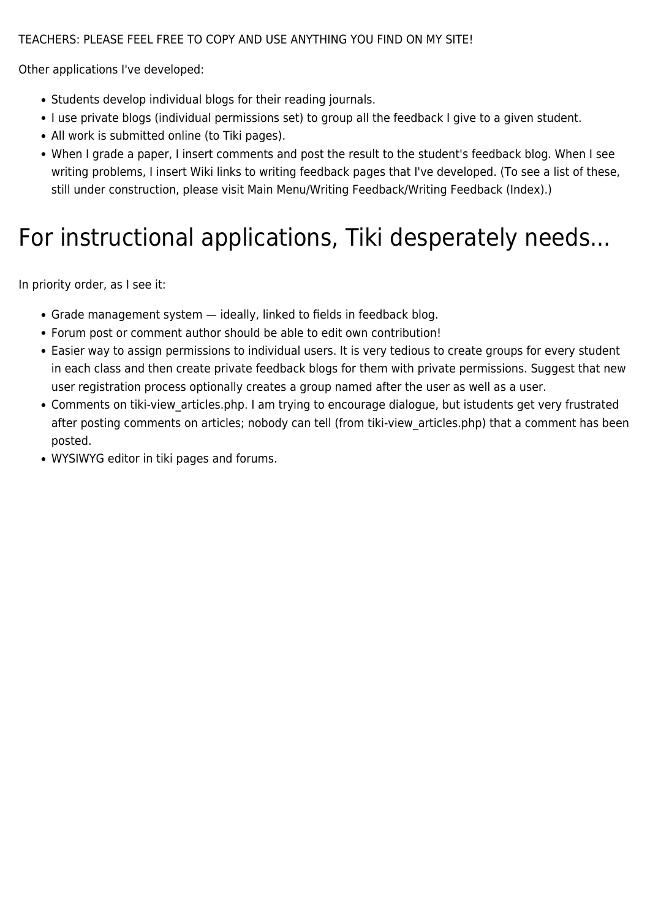TEACHERS: PLEASE FEEL FREE TO COPY AND USE ANYTHING YOU FIND ON MY SITE!

Other applications I've developed:

- Students develop individual blogs for their reading journals.
- I use private blogs (individual permissions set) to group all the feedback I give to a given student.
- All work is submitted online (to Tiki pages).
- When I grade a paper, I insert comments and post the result to the student's feedback blog. When I see writing problems, I insert Wiki links to writing feedback pages that I've developed. (To see a list of these, still under construction, please visit Main Menu/Writing Feedback/Writing Feedback (Index).)

# For instructional applications, Tiki desperately needs...

In priority order, as I see it:

- Grade management system — ideally, linked to fields in feedback blog.
- Forum post or comment author should be able to edit own contribution!
- Easier way to assign permissions to individual users. It is very tedious to create groups for every student in each class and then create private feedback blogs for them with private permissions. Suggest that new user registration process optionally creates a group named after the user as well as a user.
- Comments on tiki-view_articles.php. I am trying to encourage dialogue, but istudents get very frustrated after posting comments on articles; nobody can tell (from tiki-view_articles.php) that a comment has been posted.
- WYSIWYG editor in tiki pages and forums.